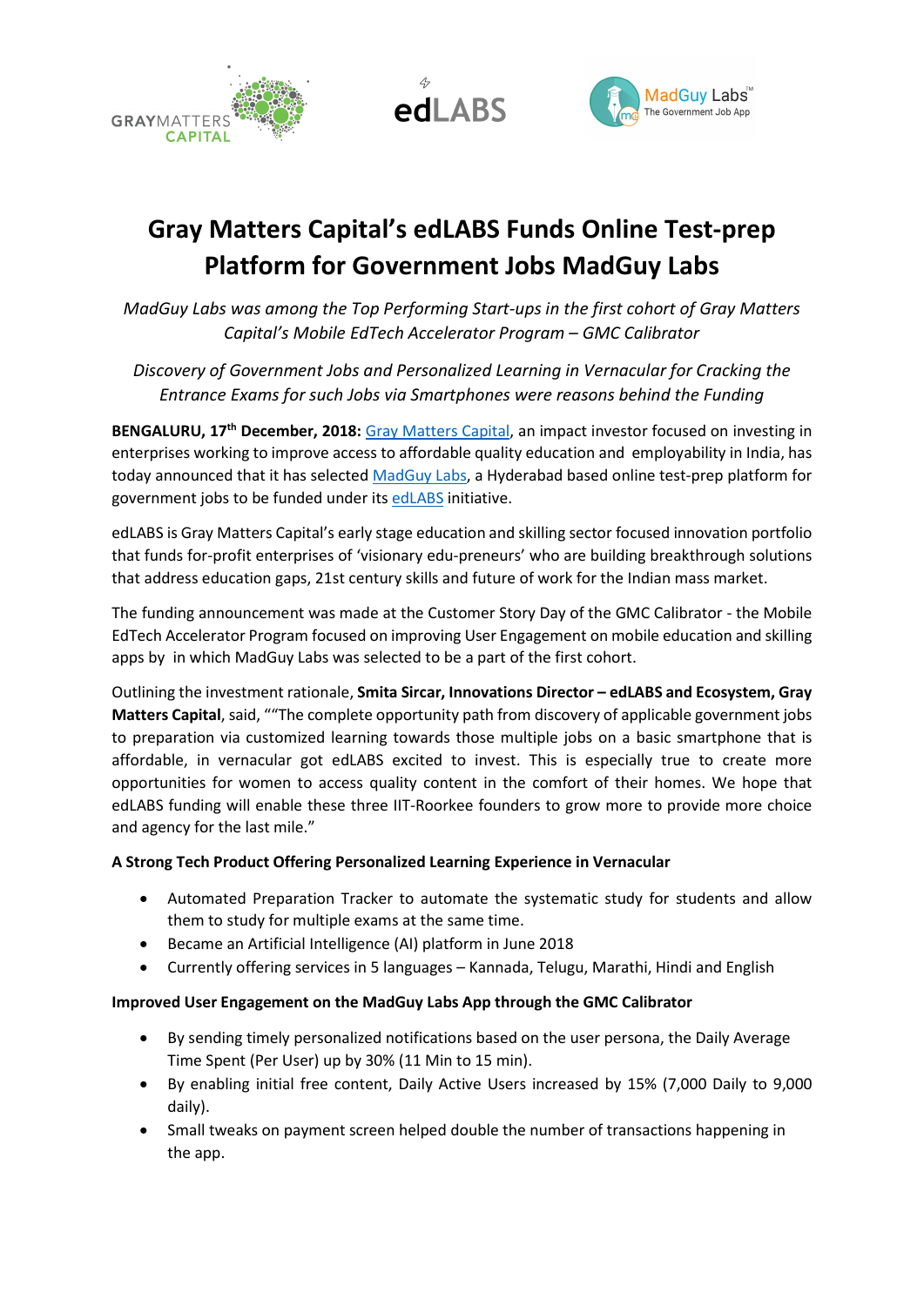# Gray Matters Capital's edLABS Funds Online Test-prep Platform for Government Jobs MadGuy Labs

*MadGuy Labs was among the Top Performing Start-ups in the first cohort of Gray Matters Capital's Mobile EdTech Accelerator Program – GMC Calibrator*

*Discovery of Government Jobs and Personalized Learning in Vernacular for Cracking the Entrance Exams for such Jobs via Smartphones were reasons behind the Funding*

**BENGALURU, 17th December, 2018:** Gray Matters Capital, an impact investor focused on investing in enterprises working to improve access to affordable quality education and employability in India, has today announced that it has selected MadGuy Labs, a Hyderabad based online test-prep platform for government jobs to be funded under its edLABS initiative.

edLABS is Gray Matters Capital's early stage education and skilling sector focused innovation portfolio that funds for-profit enterprises of 'visionary edu-preneurs' who are building breakthrough solutions that address education gaps, 21st century skills and future of work for the Indian mass market.

The funding announcement was made at the Customer Story Day of the GMC Calibrator - the Mobile EdTech Accelerator Program focused on improving User Engagement on mobile education and skilling apps by in which MadGuy Labs was selected to be a part of the first cohort.

Outlining the investment rationale, **Smita Sircar, Innovations Director – edLABS and Ecosystem, Gray Matters Capital**, said, ""The complete opportunity path from discovery of applicable government jobs to preparation via customized learning towards those multiple jobs on a basic smartphone that is affordable, in vernacular got edLABS excited to invest. This is especially true to create more opportunities for women to access quality content in the comfort of their homes. We hope that edLABS funding will enable these three IIT-Roorkee founders to grow more to provide more choice and agency for the last mile."

**A Strong Tech Product Offering Personalized Learning Experience in Vernacular**

- Automated Preparation Tracker to automate the systematic study for students and allow them to study for multiple exams at the same time.
- Became an Artificial Intelligence (AI) platform in June 2018
- Currently offering services in 5 languages – Kannada, Telugu, Marathi, Hindi and English

**Improved User Engagement on the MadGuy Labs App through the GMC Calibrator**

- By sending timely personalized notifications based on the user persona, the Daily Average Time Spent (Per User) up by 30% (11 Min to 15 min).
- By enabling initial free content, Daily Active Users increased by 15% (7,000 Daily to 9,000 daily).
- Small tweaks on payment screen helped double the number of transactions happening in the app.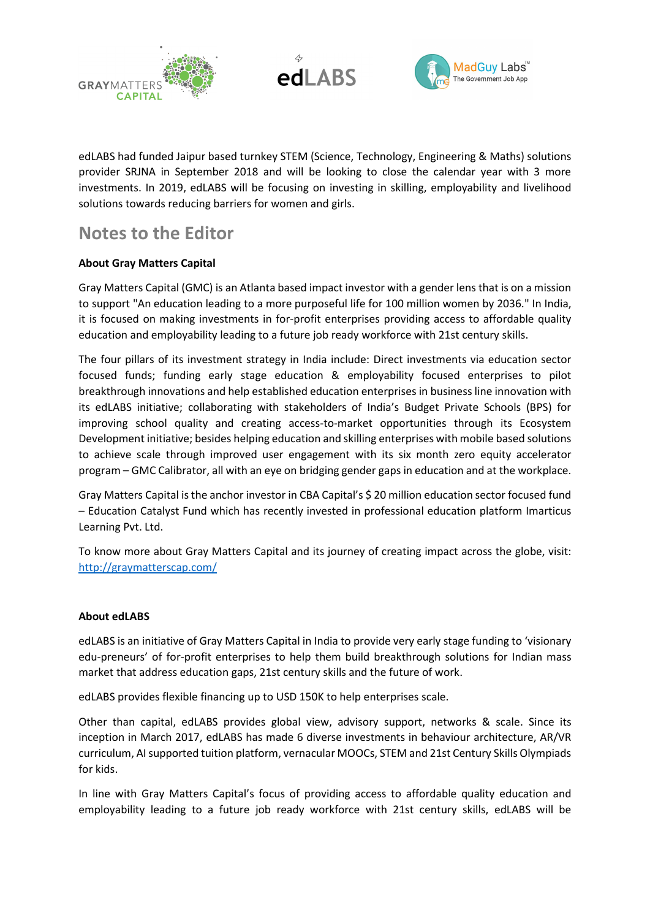edLABS had funded Jaipur based turnkey STEM (Science, Technology, Engineering & Maths) solutions provider SRJNA in September 2018 and will be looking to close the calendar year with 3 more investments. In 2019, edLABS will be focusing on investing in skilling, employability and livelihood solutions towards reducing barriers for women and girls.

## Notes to the Editor

**About Gray Matters Capital**

Gray Matters Capital (GMC) is an Atlanta based impact investor with a gender lens that is on a mission to support "An education leading to a more purposeful life for 100 million women by 2036." In India, it is focused on making investments in for-profit enterprises providing access to affordable quality education and employability leading to a future job ready workforce with 21st century skills.

The four pillars of its investment strategy in India include: Direct investments via education sector focused funds; funding early stage education & employability focused enterprises to pilot breakthrough innovations and help established education enterprises in business line innovation with its edLABS initiative; collaborating with stakeholders of India's Budget Private Schools (BPS) for improving school quality and creating access-to-market opportunities through its Ecosystem Development initiative; besides helping education and skilling enterprises with mobile based solutions to achieve scale through improved user engagement with its six month zero equity accelerator program – GMC Calibrator, all with an eye on bridging gender gaps in education and at the workplace.

Gray Matters Capital is the anchor investor in CBA Capital's $ 20 million education sector focused fund – Education Catalyst Fund which has recently invested in professional education platform Imarticus Learning Pvt. Ltd.

To know more about Gray Matters Capital and its journey of creating impact across the globe, visit: http://graymatterscap.com/

**About edLABS**

edLABS is an initiative of Gray Matters Capital in India to provide very early stage funding to 'visionary edu-preneurs' of for-profit enterprises to help them build breakthrough solutions for Indian mass market that address education gaps, 21st century skills and the future of work.

edLABS provides flexible financing up to USD 150K to help enterprises scale.

Other than capital, edLABS provides global view, advisory support, networks & scale. Since its inception in March 2017, edLABS has made 6 diverse investments in behaviour architecture, AR/VR curriculum, AI supported tuition platform, vernacular MOOCs, STEM and 21st Century Skills Olympiads for kids.

In line with Gray Matters Capital's focus of providing access to affordable quality education and employability leading to a future job ready workforce with 21st century skills, edLABS will be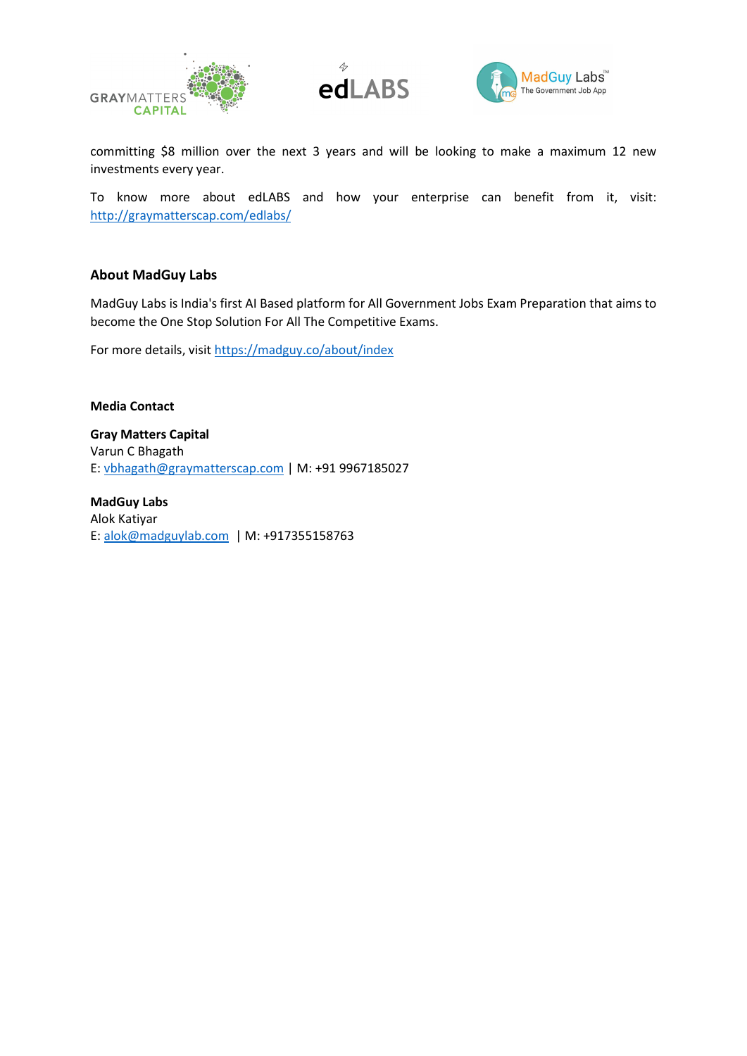committing $8 million over the next 3 years and will be looking to make a maximum 12 new investments every year.

To know more about edLABS and how your enterprise can benefit from it, visit: http://graymatterscap.com/edlabs/

## About MadGuy Labs

MadGuy Labs is India's first AI Based platform for All Government Jobs Exam Preparation that aims to become the One Stop Solution For All The Competitive Exams.

For more details, visit https://madguy.co/about/index

## Media Contact

**Gray Matters Capital**
Varun C Bhagath
E: vbhagath@graymatterscap.com | M: +91 9967185027

**MadGuy Labs**
Alok Katiyar
E: alok@madguylab.com | M: +917355158763